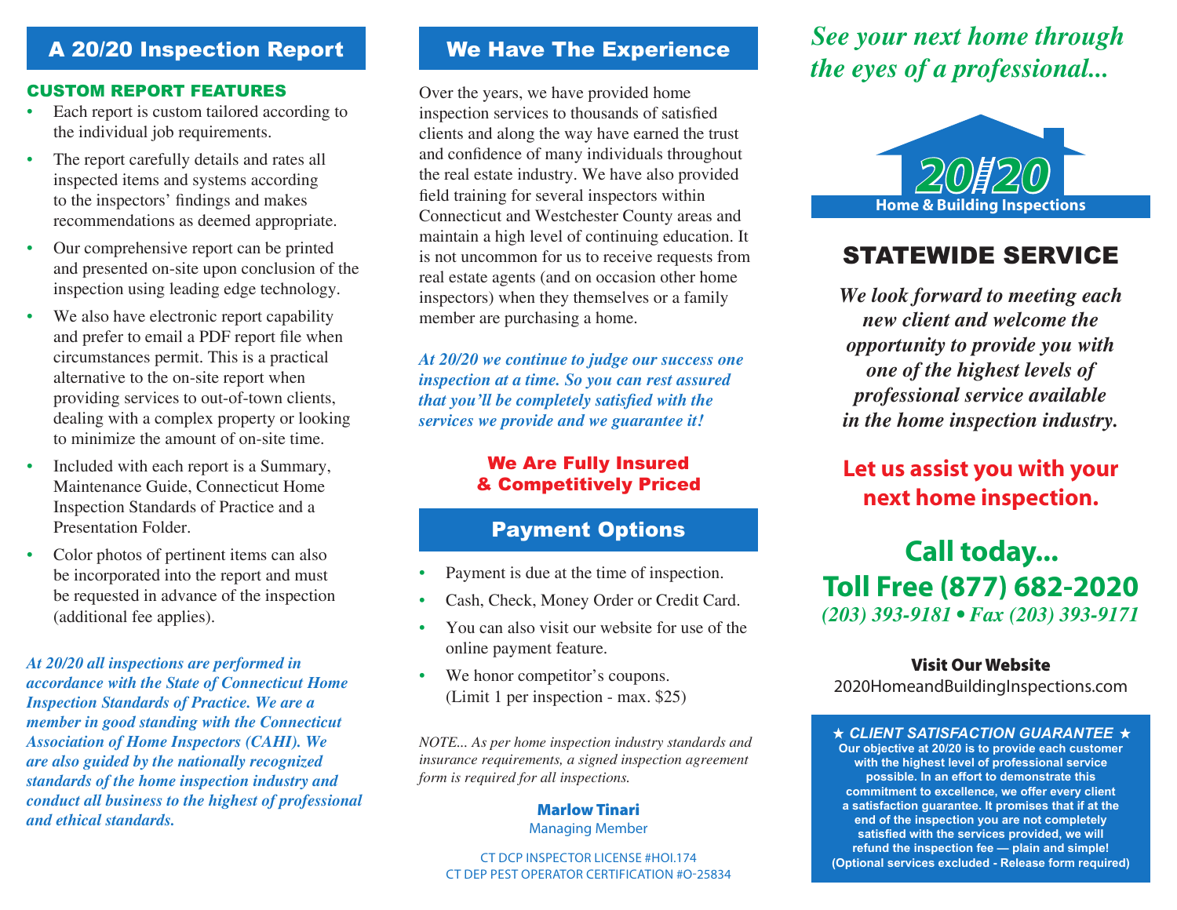## A 20/20 Inspection Report

### CUSTOM REPORT FEATURES

- Each report is custom tailored according to the individual job requirements.
- The report carefully details and rates all inspected items and systems according to the inspectors' findings and makes recommendations as deemed appropriate.
- Our comprehensive report can be printed and presented on-site upon conclusion of the inspection using leading edge technology.
- We also have electronic report capability and prefer to email a PDF report file when circumstances permit. This is a practical alternative to the on-site report when providing services to out-of-town clients, dealing with a complex property or looking to minimize the amount of on-site time.
- Included with each report is a Summary, Maintenance Guide, Connecticut Home Inspection Standards of Practice and a Presentation Folder.
- Color photos of pertinent items can also be incorporated into the report and must be requested in advance of the inspection (additional fee applies).

***At 20/20 all inspections are performed in accordance with the State of Connecticut Home Inspection Standards of Practice. We are a member in good standing with the Connecticut Association of Home Inspectors (CAHI). We are also guided by the nationally recognized standards of the home inspection industry and conduct all business to the highest of professional and ethical standards.***

## We Have The Experience

Over the years, we have provided home inspection services to thousands of satisfied clients and along the way have earned the trust and confidence of many individuals throughout the real estate industry. We have also provided field training for several inspectors within Connecticut and Westchester County areas and maintain a high level of continuing education. It is not uncommon for us to receive requests from real estate agents (and on occasion other home inspectors) when they themselves or a family member are purchasing a home.

***At 20/20 we continue to judge our success one inspection at a time. So you can rest assured that you'll be completely satisfied with the services we provide and we guarantee it!***

**We Are Fully Insured & Competitively Priced**

## Payment Options

- Payment is due at the time of inspection.
- Cash, Check, Money Order or Credit Card.
- You can also visit our website for use of the online payment feature.
- We honor competitor's coupons. (Limit 1 per inspection - max. $25)

*NOTE... As per home inspection industry standards and insurance requirements, a signed inspection agreement form is required for all inspections.*

**Marlow Tinari**
Managing Member

CT DCP INSPECTOR LICENSE #HOI.174
CT DEP PEST OPERATOR CERTIFICATION #O-25834

***See your next home through the eyes of a professional...***

**20/20 Home & Building Inspections**

## STATEWIDE SERVICE

***We look forward to meeting each new client and welcome the opportunity to provide you with one of the highest levels of professional service available in the home inspection industry.***

**Let us assist you with your next home inspection.**

## Call today...
## Toll Free (877) 682-2020

*(203) 393-9181 • Fax (203) 393-9171*

**Visit Our Website**
2020HomeandBuildingInspections.com

***★ CLIENT SATISFACTION GUARANTEE ★***

**Our objective at 20/20 is to provide each customer with the highest level of professional service possible. In an effort to demonstrate this commitment to excellence, we offer every client a satisfaction guarantee. It promises that if at the end of the inspection you are not completely satisfied with the services provided, we will refund the inspection fee — plain and simple! (Optional services excluded - Release form required)**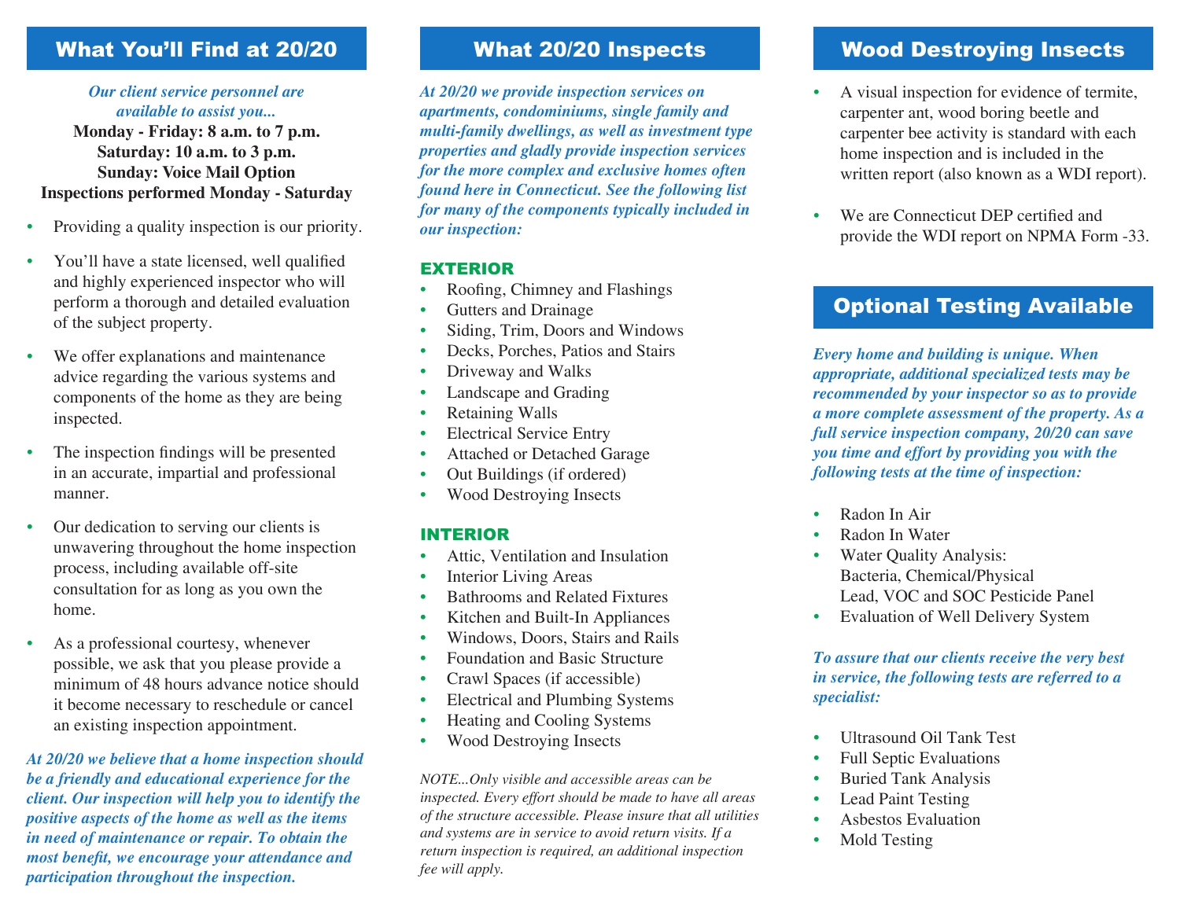## What You'll Find at 20/20

*Our client service personnel are available to assist you...*

**Monday - Friday: 8 a.m. to 7 p.m.**
**Saturday: 10 a.m. to 3 p.m.**
**Sunday: Voice Mail Option**
**Inspections performed Monday - Saturday**

- Providing a quality inspection is our priority.
- You'll have a state licensed, well qualified and highly experienced inspector who will perform a thorough and detailed evaluation of the subject property.
- We offer explanations and maintenance advice regarding the various systems and components of the home as they are being inspected.
- The inspection findings will be presented in an accurate, impartial and professional manner.
- Our dedication to serving our clients is unwavering throughout the home inspection process, including available off-site consultation for as long as you own the home.
- As a professional courtesy, whenever possible, we ask that you please provide a minimum of 48 hours advance notice should it become necessary to reschedule or cancel an existing inspection appointment.

***At 20/20 we believe that a home inspection should be a friendly and educational experience for the client. Our inspection will help you to identify the positive aspects of the home as well as the items in need of maintenance or repair. To obtain the most benefit, we encourage your attendance and participation throughout the inspection.***

## What 20/20 Inspects

***At 20/20 we provide inspection services on apartments, condominiums, single family and multi-family dwellings, as well as investment type properties and gladly provide inspection services for the more complex and exclusive homes often found here in Connecticut. See the following list for many of the components typically included in our inspection:***

### EXTERIOR

- Roofing, Chimney and Flashings
- Gutters and Drainage
- Siding, Trim, Doors and Windows
- Decks, Porches, Patios and Stairs
- Driveway and Walks
- Landscape and Grading
- Retaining Walls
- Electrical Service Entry
- Attached or Detached Garage
- Out Buildings (if ordered)
- Wood Destroying Insects

### INTERIOR

- Attic, Ventilation and Insulation
- Interior Living Areas
- Bathrooms and Related Fixtures
- Kitchen and Built-In Appliances
- Windows, Doors, Stairs and Rails
- Foundation and Basic Structure
- Crawl Spaces (if accessible)
- Electrical and Plumbing Systems
- Heating and Cooling Systems
- Wood Destroying Insects

*NOTE...Only visible and accessible areas can be inspected. Every effort should be made to have all areas of the structure accessible. Please insure that all utilities and systems are in service to avoid return visits. If a return inspection is required, an additional inspection fee will apply.*

## Wood Destroying Insects

- A visual inspection for evidence of termite, carpenter ant, wood boring beetle and carpenter bee activity is standard with each home inspection and is included in the written report (also known as a WDI report).
- We are Connecticut DEP certified and provide the WDI report on NPMA Form -33.

## Optional Testing Available

***Every home and building is unique. When appropriate, additional specialized tests may be recommended by your inspector so as to provide a more complete assessment of the property. As a full service inspection company, 20/20 can save you time and effort by providing you with the following tests at the time of inspection:***

- Radon In Air
- Radon In Water
- Water Quality Analysis:
  Bacteria, Chemical/Physical
  Lead, VOC and SOC Pesticide Panel
- Evaluation of Well Delivery System

***To assure that our clients receive the very best in service, the following tests are referred to a specialist:***

- Ultrasound Oil Tank Test
- Full Septic Evaluations
- Buried Tank Analysis
- Lead Paint Testing
- Asbestos Evaluation
- Mold Testing